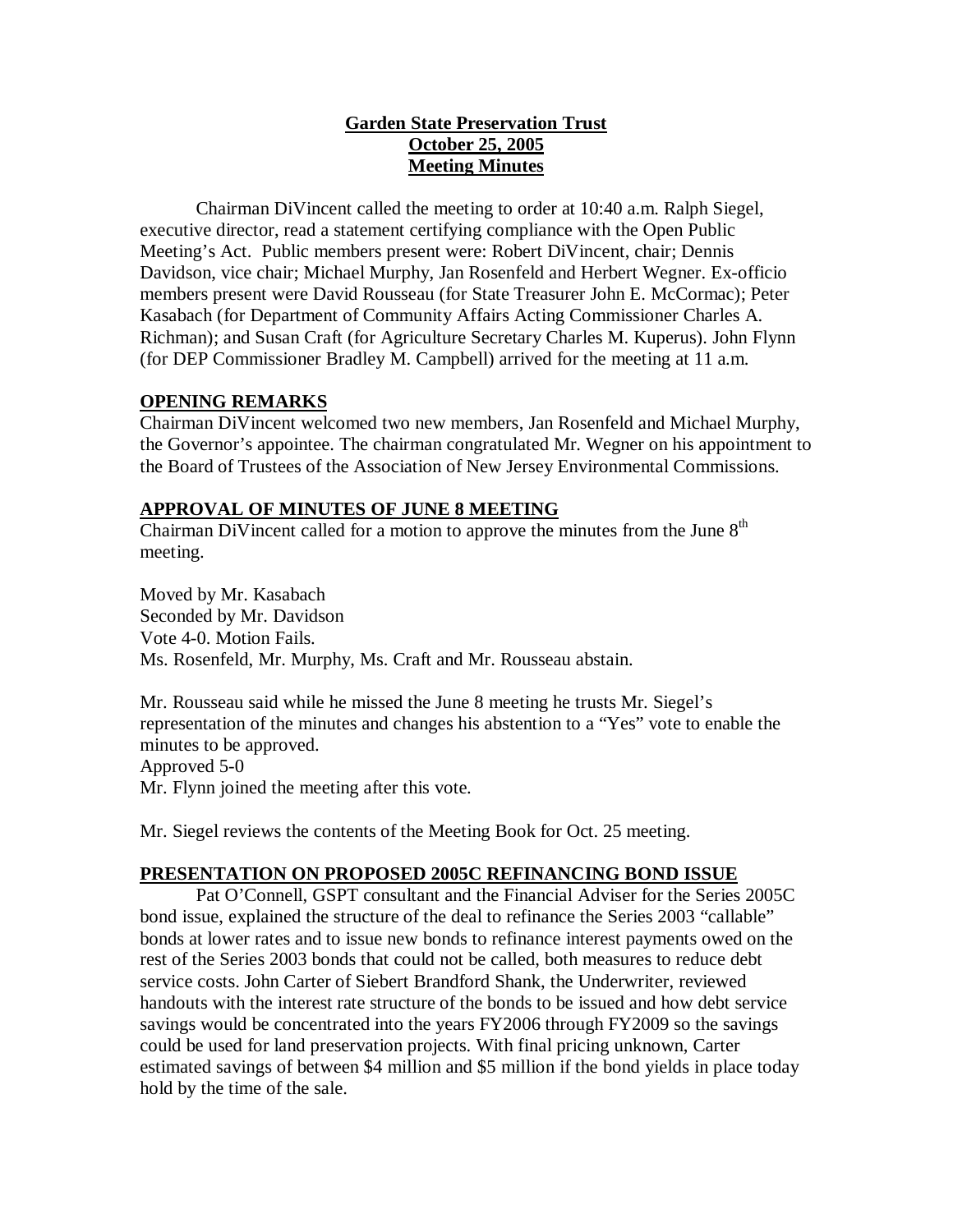# Garden State Preservation Trust
## October 25, 2005
## Meeting Minutes

Chairman DiVincent called the meeting to order at 10:40 a.m. Ralph Siegel, executive director, read a statement certifying compliance with the Open Public Meeting's Act. Public members present were: Robert DiVincent, chair; Dennis Davidson, vice chair; Michael Murphy, Jan Rosenfeld and Herbert Wegner. Ex-officio members present were David Rousseau (for State Treasurer John E. McCormac); Peter Kasabach (for Department of Community Affairs Acting Commissioner Charles A. Richman); and Susan Craft (for Agriculture Secretary Charles M. Kuperus). John Flynn (for DEP Commissioner Bradley M. Campbell) arrived for the meeting at 11 a.m.

**OPENING REMARKS**

Chairman DiVincent welcomed two new members, Jan Rosenfeld and Michael Murphy, the Governor's appointee. The chairman congratulated Mr. Wegner on his appointment to the Board of Trustees of the Association of New Jersey Environmental Commissions.

**APPROVAL OF MINUTES OF JUNE 8 MEETING**

Chairman DiVincent called for a motion to approve the minutes from the June 8th meeting.

Moved by Mr. Kasabach
Seconded by Mr. Davidson
Vote 4-0. Motion Fails.
Ms. Rosenfeld, Mr. Murphy, Ms. Craft and Mr. Rousseau abstain.

Mr. Rousseau said while he missed the June 8 meeting he trusts Mr. Siegel's representation of the minutes and changes his abstention to a "Yes" vote to enable the minutes to be approved.
Approved 5-0
Mr. Flynn joined the meeting after this vote.

Mr. Siegel reviews the contents of the Meeting Book for Oct. 25 meeting.

**PRESENTATION ON PROPOSED 2005C REFINANCING BOND ISSUE**

Pat O'Connell, GSPT consultant and the Financial Adviser for the Series 2005C bond issue, explained the structure of the deal to refinance the Series 2003 "callable" bonds at lower rates and to issue new bonds to refinance interest payments owed on the rest of the Series 2003 bonds that could not be called, both measures to reduce debt service costs. John Carter of Siebert Brandford Shank, the Underwriter, reviewed handouts with the interest rate structure of the bonds to be issued and how debt service savings would be concentrated into the years FY2006 through FY2009 so the savings could be used for land preservation projects. With final pricing unknown, Carter estimated savings of between $4 million and $5 million if the bond yields in place today hold by the time of the sale.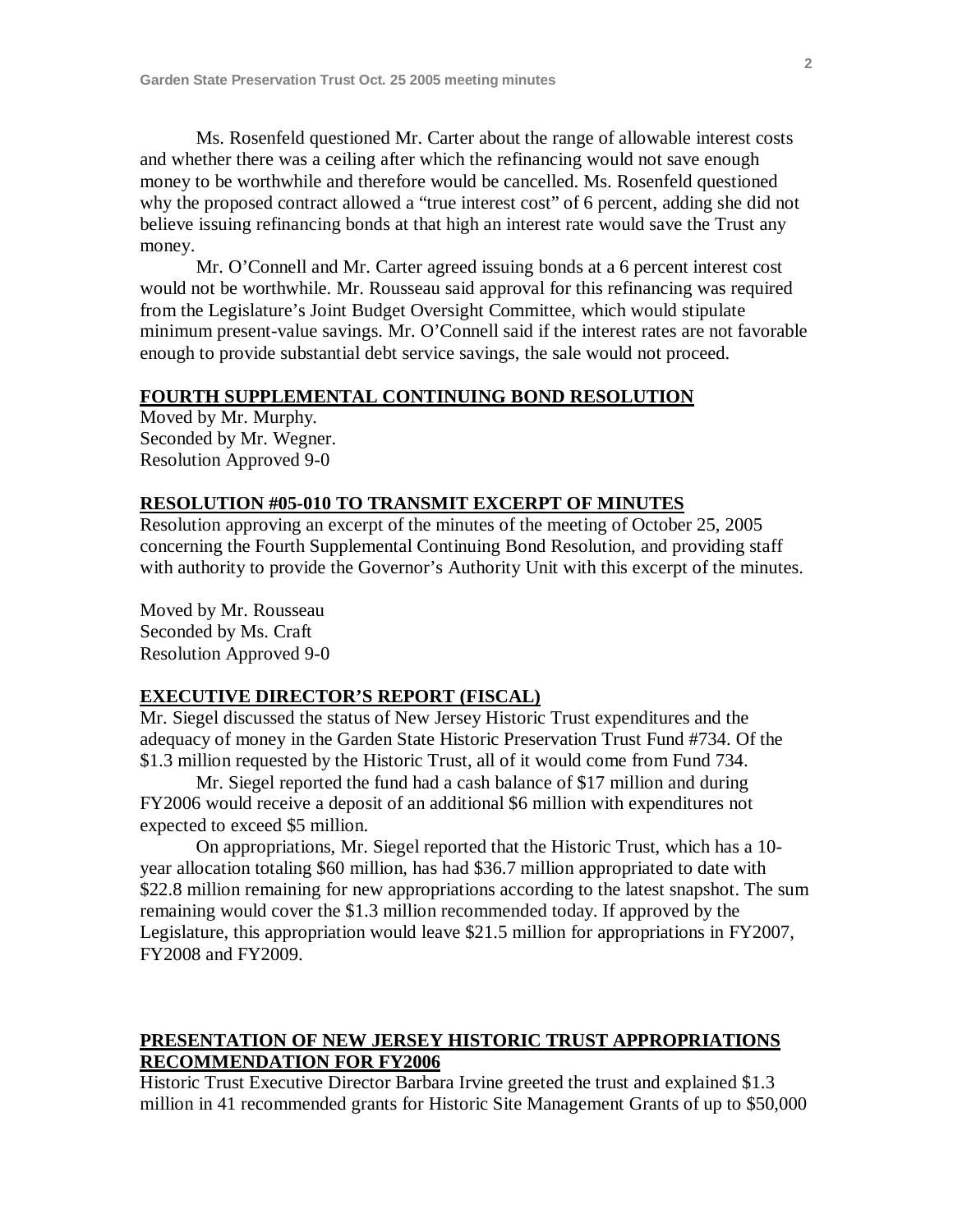Ms. Rosenfeld questioned Mr. Carter about the range of allowable interest costs and whether there was a ceiling after which the refinancing would not save enough money to be worthwhile and therefore would be cancelled. Ms. Rosenfeld questioned why the proposed contract allowed a "true interest cost" of 6 percent, adding she did not believe issuing refinancing bonds at that high an interest rate would save the Trust any money.

Mr. O'Connell and Mr. Carter agreed issuing bonds at a 6 percent interest cost would not be worthwhile. Mr. Rousseau said approval for this refinancing was required from the Legislature's Joint Budget Oversight Committee, which would stipulate minimum present-value savings. Mr. O'Connell said if the interest rates are not favorable enough to provide substantial debt service savings, the sale would not proceed.

## FOURTH SUPPLEMENTAL CONTINUING BOND RESOLUTION

Moved by Mr. Murphy.
Seconded by Mr. Wegner.
Resolution Approved 9-0

## RESOLUTION #05-010 TO TRANSMIT EXCERPT OF MINUTES

Resolution approving an excerpt of the minutes of the meeting of October 25, 2005 concerning the Fourth Supplemental Continuing Bond Resolution, and providing staff with authority to provide the Governor's Authority Unit with this excerpt of the minutes.

Moved by Mr. Rousseau
Seconded by Ms. Craft
Resolution Approved 9-0

## EXECUTIVE DIRECTOR'S REPORT (FISCAL)

Mr. Siegel discussed the status of New Jersey Historic Trust expenditures and the adequacy of money in the Garden State Historic Preservation Trust Fund #734. Of the $1.3 million requested by the Historic Trust, all of it would come from Fund 734.

Mr. Siegel reported the fund had a cash balance of $17 million and during FY2006 would receive a deposit of an additional $6 million with expenditures not expected to exceed $5 million.

On appropriations, Mr. Siegel reported that the Historic Trust, which has a 10-year allocation totaling $60 million, has had $36.7 million appropriated to date with $22.8 million remaining for new appropriations according to the latest snapshot. The sum remaining would cover the $1.3 million recommended today. If approved by the Legislature, this appropriation would leave $21.5 million for appropriations in FY2007, FY2008 and FY2009.

## PRESENTATION OF NEW JERSEY HISTORIC TRUST APPROPRIATIONS RECOMMENDATION FOR FY2006

Historic Trust Executive Director Barbara Irvine greeted the trust and explained $1.3 million in 41 recommended grants for Historic Site Management Grants of up to $50,000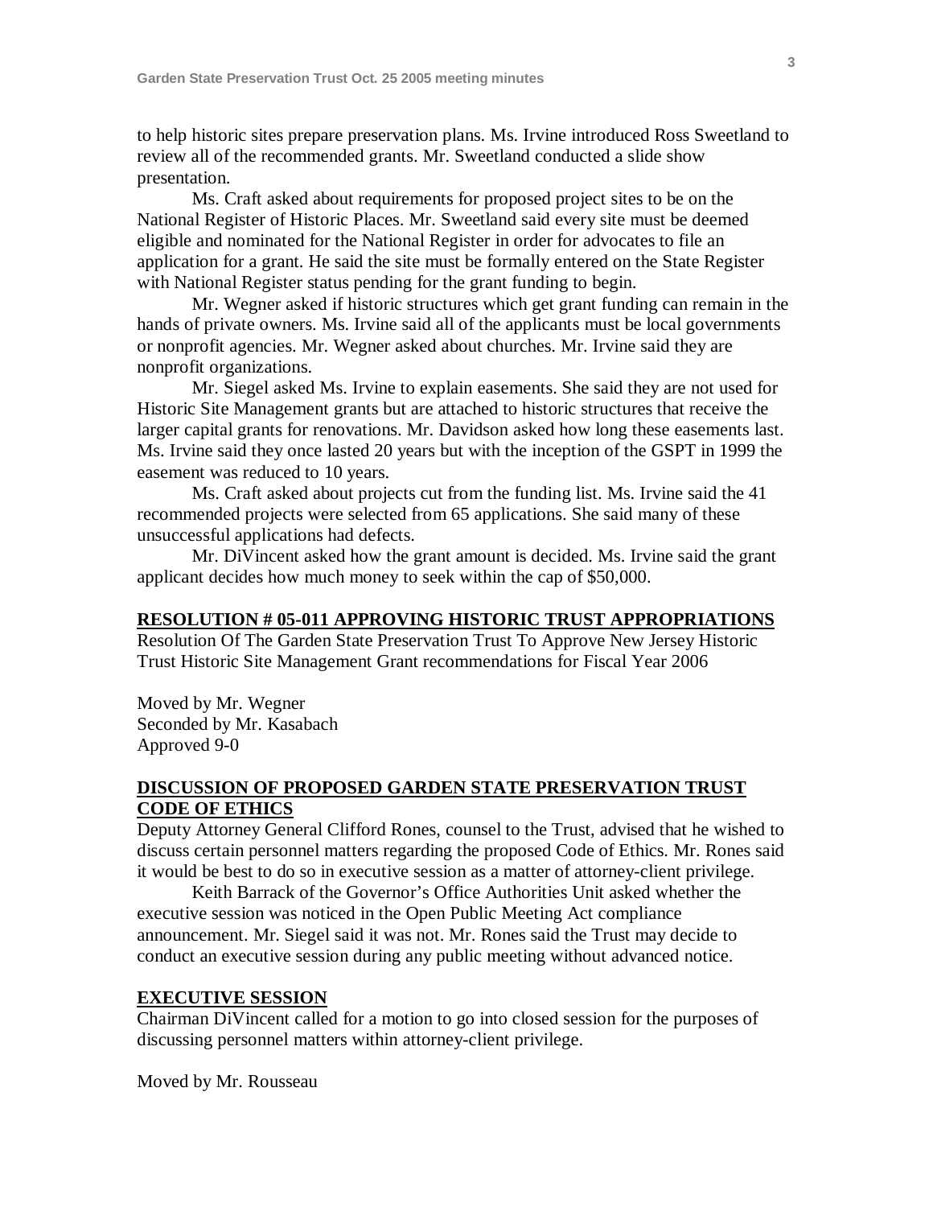to help historic sites prepare preservation plans. Ms. Irvine introduced Ross Sweetland to review all of the recommended grants. Mr. Sweetland conducted a slide show presentation.

Ms. Craft asked about requirements for proposed project sites to be on the National Register of Historic Places. Mr. Sweetland said every site must be deemed eligible and nominated for the National Register in order for advocates to file an application for a grant. He said the site must be formally entered on the State Register with National Register status pending for the grant funding to begin.

Mr. Wegner asked if historic structures which get grant funding can remain in the hands of private owners. Ms. Irvine said all of the applicants must be local governments or nonprofit agencies. Mr. Wegner asked about churches. Mr. Irvine said they are nonprofit organizations.

Mr. Siegel asked Ms. Irvine to explain easements. She said they are not used for Historic Site Management grants but are attached to historic structures that receive the larger capital grants for renovations. Mr. Davidson asked how long these easements last. Ms. Irvine said they once lasted 20 years but with the inception of the GSPT in 1999 the easement was reduced to 10 years.

Ms. Craft asked about projects cut from the funding list. Ms. Irvine said the 41 recommended projects were selected from 65 applications. She said many of these unsuccessful applications had defects.

Mr. DiVincent asked how the grant amount is decided. Ms. Irvine said the grant applicant decides how much money to seek within the cap of $50,000.

**RESOLUTION # 05-011 APPROVING HISTORIC TRUST APPROPRIATIONS**

Resolution Of The Garden State Preservation Trust To Approve New Jersey Historic Trust Historic Site Management Grant recommendations for Fiscal Year 2006

Moved by Mr. Wegner
Seconded by Mr. Kasabach
Approved 9-0

**DISCUSSION OF PROPOSED GARDEN STATE PRESERVATION TRUST CODE OF ETHICS**

Deputy Attorney General Clifford Rones, counsel to the Trust, advised that he wished to discuss certain personnel matters regarding the proposed Code of Ethics. Mr. Rones said it would be best to do so in executive session as a matter of attorney-client privilege.

Keith Barrack of the Governor's Office Authorities Unit asked whether the executive session was noticed in the Open Public Meeting Act compliance announcement. Mr. Siegel said it was not. Mr. Rones said the Trust may decide to conduct an executive session during any public meeting without advanced notice.

**EXECUTIVE SESSION**

Chairman DiVincent called for a motion to go into closed session for the purposes of discussing personnel matters within attorney-client privilege.

Moved by Mr. Rousseau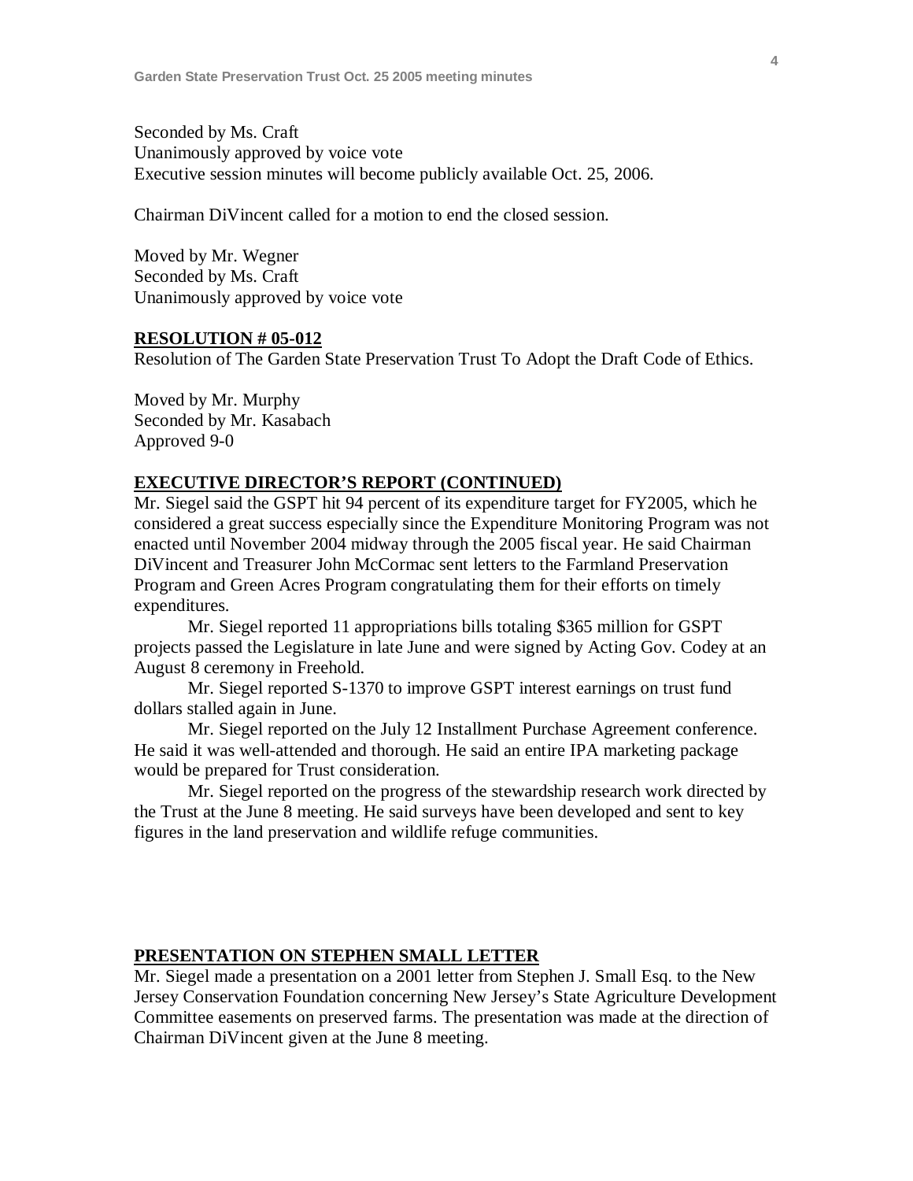Seconded by Ms. Craft
Unanimously approved by voice vote
Executive session minutes will become publicly available Oct. 25, 2006.

Chairman DiVincent called for a motion to end the closed session.

Moved by Mr. Wegner
Seconded by Ms. Craft
Unanimously approved by voice vote

**RESOLUTION # 05-012**

Resolution of The Garden State Preservation Trust To Adopt the Draft Code of Ethics.

Moved by Mr. Murphy
Seconded by Mr. Kasabach
Approved 9-0

**EXECUTIVE DIRECTOR'S REPORT (CONTINUED)**

Mr. Siegel said the GSPT hit 94 percent of its expenditure target for FY2005, which he considered a great success especially since the Expenditure Monitoring Program was not enacted until November 2004 midway through the 2005 fiscal year. He said Chairman DiVincent and Treasurer John McCormac sent letters to the Farmland Preservation Program and Green Acres Program congratulating them for their efforts on timely expenditures.

Mr. Siegel reported 11 appropriations bills totaling $365 million for GSPT projects passed the Legislature in late June and were signed by Acting Gov. Codey at an August 8 ceremony in Freehold.

Mr. Siegel reported S-1370 to improve GSPT interest earnings on trust fund dollars stalled again in June.

Mr. Siegel reported on the July 12 Installment Purchase Agreement conference. He said it was well-attended and thorough. He said an entire IPA marketing package would be prepared for Trust consideration.

Mr. Siegel reported on the progress of the stewardship research work directed by the Trust at the June 8 meeting. He said surveys have been developed and sent to key figures in the land preservation and wildlife refuge communities.

**PRESENTATION ON STEPHEN SMALL LETTER**

Mr. Siegel made a presentation on a 2001 letter from Stephen J. Small Esq. to the New Jersey Conservation Foundation concerning New Jersey's State Agriculture Development Committee easements on preserved farms. The presentation was made at the direction of Chairman DiVincent given at the June 8 meeting.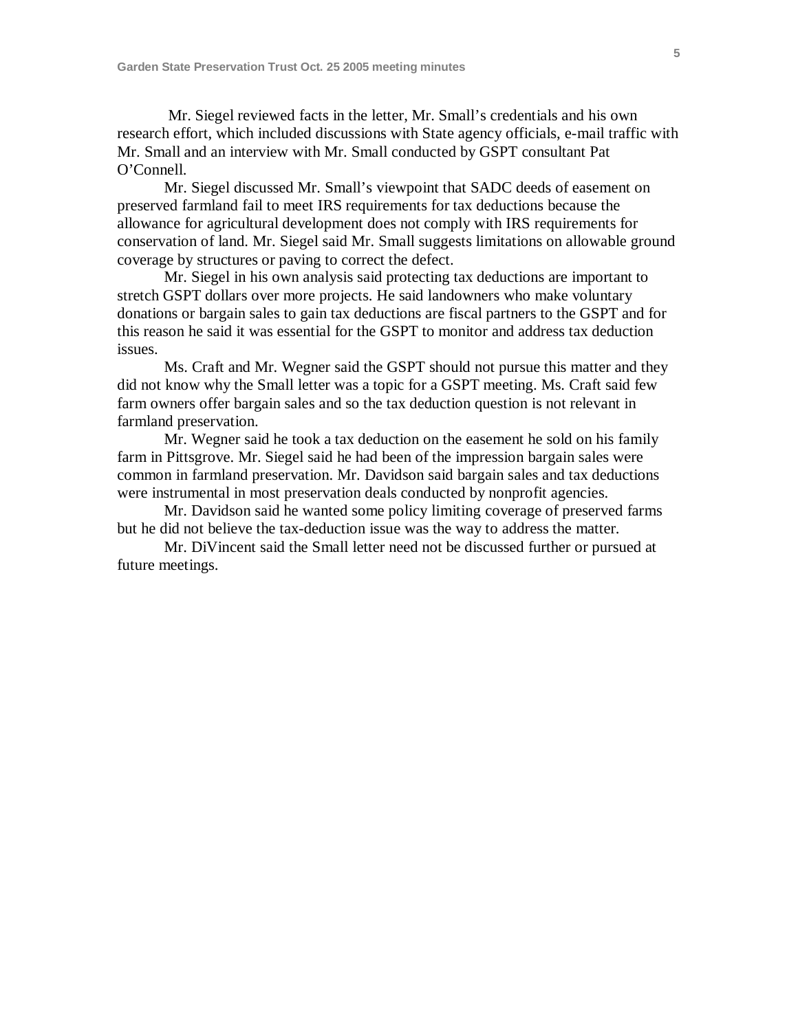Mr. Siegel reviewed facts in the letter, Mr. Small's credentials and his own research effort, which included discussions with State agency officials, e-mail traffic with Mr. Small and an interview with Mr. Small conducted by GSPT consultant Pat O'Connell.

Mr. Siegel discussed Mr. Small's viewpoint that SADC deeds of easement on preserved farmland fail to meet IRS requirements for tax deductions because the allowance for agricultural development does not comply with IRS requirements for conservation of land. Mr. Siegel said Mr. Small suggests limitations on allowable ground coverage by structures or paving to correct the defect.

Mr. Siegel in his own analysis said protecting tax deductions are important to stretch GSPT dollars over more projects. He said landowners who make voluntary donations or bargain sales to gain tax deductions are fiscal partners to the GSPT and for this reason he said it was essential for the GSPT to monitor and address tax deduction issues.

Ms. Craft and Mr. Wegner said the GSPT should not pursue this matter and they did not know why the Small letter was a topic for a GSPT meeting. Ms. Craft said few farm owners offer bargain sales and so the tax deduction question is not relevant in farmland preservation.

Mr. Wegner said he took a tax deduction on the easement he sold on his family farm in Pittsgrove. Mr. Siegel said he had been of the impression bargain sales were common in farmland preservation. Mr. Davidson said bargain sales and tax deductions were instrumental in most preservation deals conducted by nonprofit agencies.

Mr. Davidson said he wanted some policy limiting coverage of preserved farms but he did not believe the tax-deduction issue was the way to address the matter.

Mr. DiVincent said the Small letter need not be discussed further or pursued at future meetings.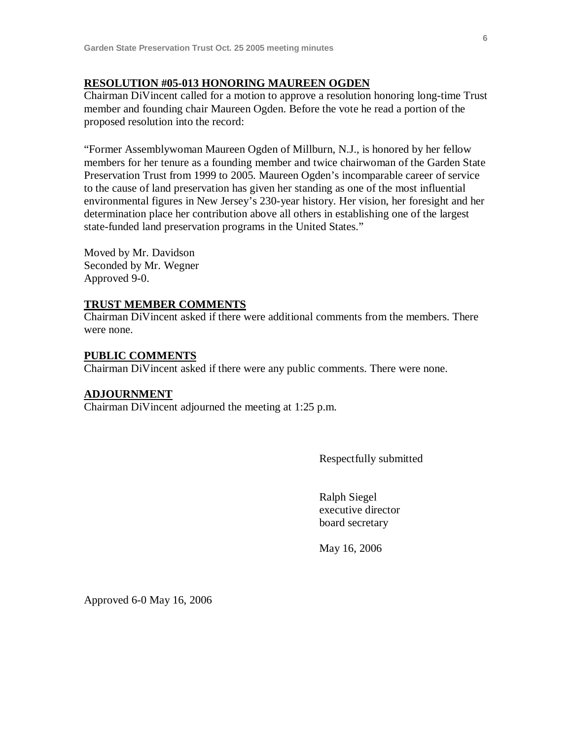**RESOLUTION #05-013 HONORING MAUREEN OGDEN**

Chairman DiVincent called for a motion to approve a resolution honoring long-time Trust member and founding chair Maureen Ogden. Before the vote he read a portion of the proposed resolution into the record:

"Former Assemblywoman Maureen Ogden of Millburn, N.J., is honored by her fellow members for her tenure as a founding member and twice chairwoman of the Garden State Preservation Trust from 1999 to 2005. Maureen Ogden's incomparable career of service to the cause of land preservation has given her standing as one of the most influential environmental figures in New Jersey's 230-year history. Her vision, her foresight and her determination place her contribution above all others in establishing one of the largest state-funded land preservation programs in the United States."

Moved by Mr. Davidson
Seconded by Mr. Wegner
Approved 9-0.

**TRUST MEMBER COMMENTS**

Chairman DiVincent asked if there were additional comments from the members. There were none.

**PUBLIC COMMENTS**

Chairman DiVincent asked if there were any public comments. There were none.

**ADJOURNMENT**

Chairman DiVincent adjourned the meeting at 1:25 p.m.

Respectfully submitted

Ralph Siegel
executive director
board secretary

May 16, 2006

Approved 6-0 May 16, 2006